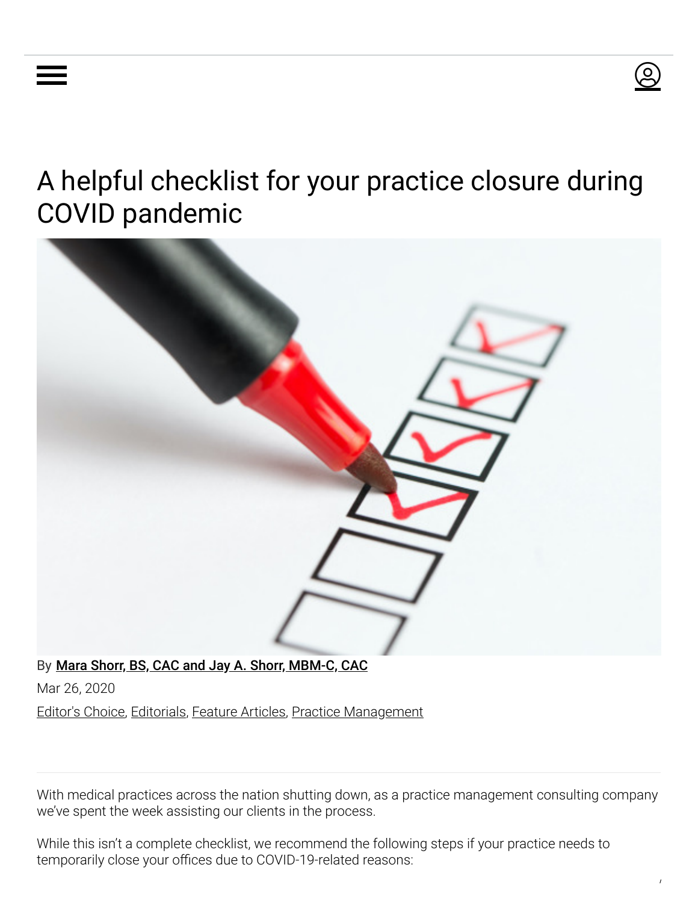# A helpful checklist for your practice closure during COVID pandemic

By Mara Shorr, BS, CAC and Jay A. Shorr, MBM-C, CAC

Mar 26, 2020

Editor's Choice, Editorials, Feature Articles, Practice Management

With medical practices across the nation shutting down, as a practice management consulting company we've spent the week assisting our clients in the process.

While this isn't a complete checklist, we recommend the following steps if your practice needs to temporarily close your offices due to COVID-19-related reasons: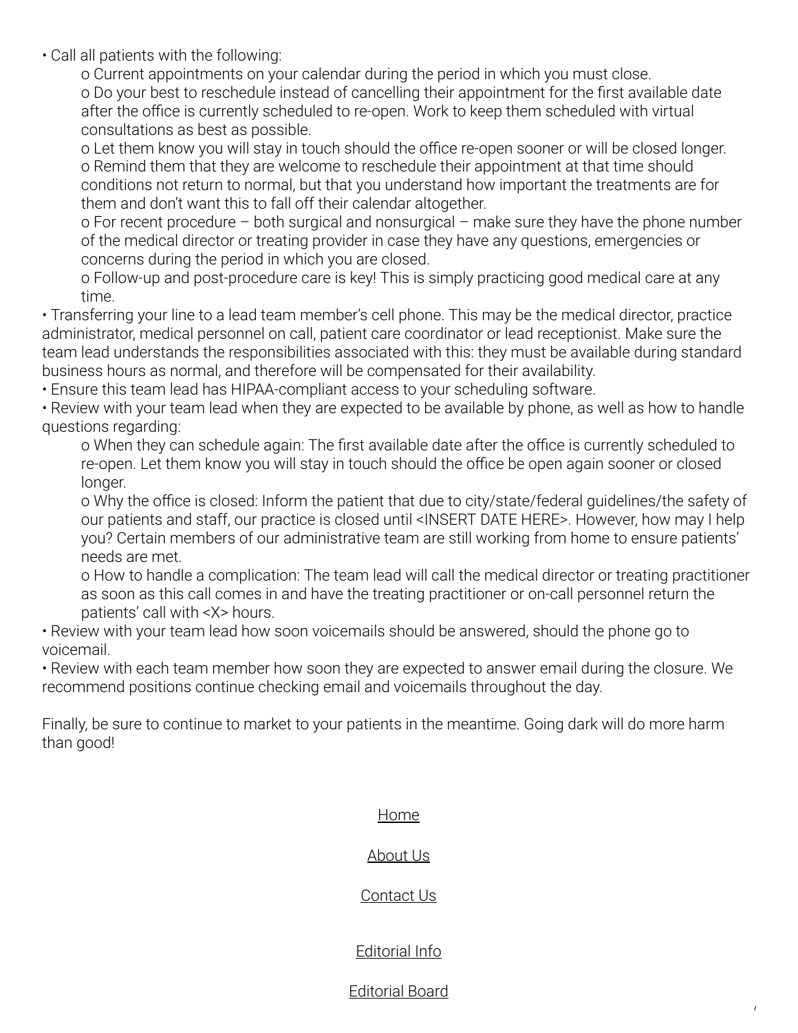- Call all patients with the following:
  - Current appointments on your calendar during the period in which you must close.
  - Do your best to reschedule instead of cancelling their appointment for the first available date after the office is currently scheduled to re-open. Work to keep them scheduled with virtual consultations as best as possible.
  - Let them know you will stay in touch should the office re-open sooner or will be closed longer.
  - Remind them that they are welcome to reschedule their appointment at that time should conditions not return to normal, but that you understand how important the treatments are for them and don't want this to fall off their calendar altogether.
  - For recent procedure – both surgical and nonsurgical – make sure they have the phone number of the medical director or treating provider in case they have any questions, emergencies or concerns during the period in which you are closed.
  - Follow-up and post-procedure care is key! This is simply practicing good medical care at any time.
- Transferring your line to a lead team member's cell phone. This may be the medical director, practice administrator, medical personnel on call, patient care coordinator or lead receptionist. Make sure the team lead understands the responsibilities associated with this: they must be available during standard business hours as normal, and therefore will be compensated for their availability.
- Ensure this team lead has HIPAA-compliant access to your scheduling software.
- Review with your team lead when they are expected to be available by phone, as well as how to handle questions regarding:
  - When they can schedule again: The first available date after the office is currently scheduled to re-open. Let them know you will stay in touch should the office be open again sooner or closed longer.
  - Why the office is closed: Inform the patient that due to city/state/federal guidelines/the safety of our patients and staff, our practice is closed until <INSERT DATE HERE>. However, how may I help you? Certain members of our administrative team are still working from home to ensure patients' needs are met.
  - How to handle a complication: The team lead will call the medical director or treating practitioner as soon as this call comes in and have the treating practitioner or on-call personnel return the patients' call with <X> hours.
- Review with your team lead how soon voicemails should be answered, should the phone go to voicemail.
- Review with each team member how soon they are expected to answer email during the closure. We recommend positions continue checking email and voicemails throughout the day.

Finally, be sure to continue to market to your patients in the meantime. Going dark will do more harm than good!

Home

About Us

Contact Us

Editorial Info

Editorial Board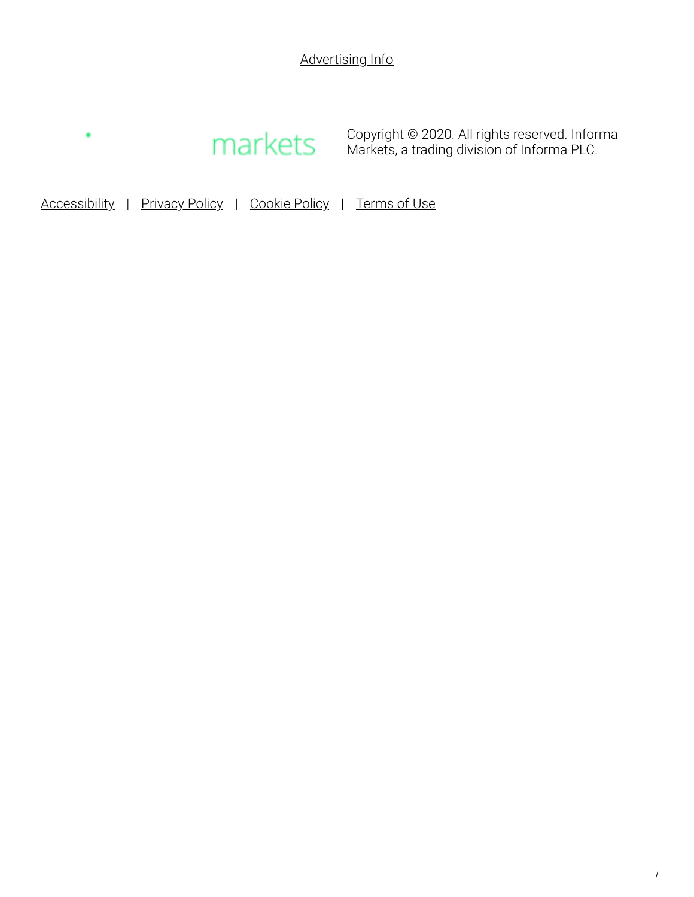Advertising Info

markets

Copyright © 2020. All rights reserved. Informa Markets, a trading division of Informa PLC.

Accessibility | Privacy Policy | Cookie Policy | Terms of Use